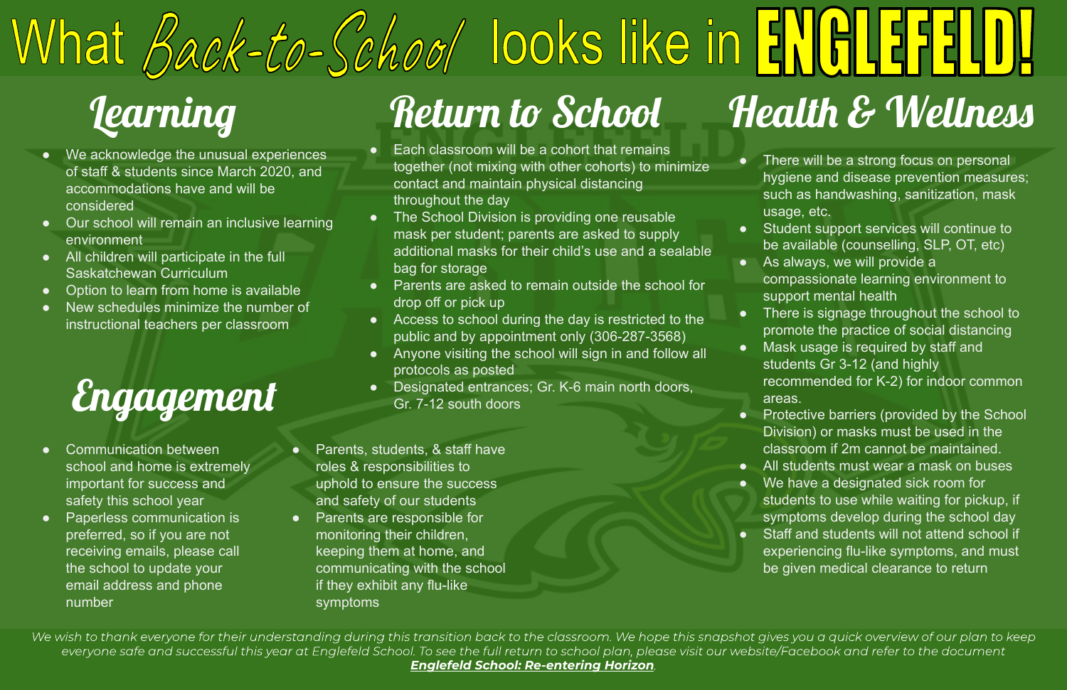# What *Back-to-School* looks like in ENGLEFELD!

## Learning

- We acknowledge the unusual experiences of staff & students since March 2020, and accommodations have and will be considered
- Our school will remain an inclusive learning environment
- All children will participate in the full Saskatchewan Curriculum
- Option to learn from home is available
- New schedules minimize the number of instructional teachers per classroom

## Engagement

- Communication between school and home is extremely important for success and safety this school year
- Paperless communication is preferred, so if you are not receiving emails, please call the school to update your email address and phone number
- Parents, students, & staff have roles & responsibilities to uphold to ensure the success and safety of our students
- Parents are responsible for monitoring their children, keeping them at home, and communicating with the school if they exhibit any flu-like symptoms

## Return to School

- Each classroom will be a cohort that remains together (not mixing with other cohorts) to minimize contact and maintain physical distancing throughout the day
- The School Division is providing one reusable mask per student; parents are asked to supply additional masks for their child's use and a sealable bag for storage
- Parents are asked to remain outside the school for drop off or pick up
- Access to school during the day is restricted to the public and by appointment only (306-287-3568)
- Anyone visiting the school will sign in and follow all protocols as posted
- Designated entrances; Gr. K-6 main north doors, Gr. 7-12 south doors

## Health & Wellness

- There will be a strong focus on personal hygiene and disease prevention measures; such as handwashing, sanitization, mask usage, etc.
- Student support services will continue to be available (counselling, SLP, OT, etc)
- As always, we will provide a compassionate learning environment to support mental health
- There is signage throughout the school to promote the practice of social distancing
- Mask usage is required by staff and students Gr 3-12 (and highly recommended for K-2) for indoor common areas.
- Protective barriers (provided by the School Division) or masks must be used in the classroom if 2m cannot be maintained.
- All students must wear a mask on buses
- We have a designated sick room for students to use while waiting for pickup, if symptoms develop during the school day
- Staff and students will not attend school if experiencing flu-like symptoms, and must be given medical clearance to return

*We wish to thank everyone for their understanding during this transition back to the classroom. We hope this snapshot gives you a quick overview of our plan to keep everyone safe and successful this year at Englefeld School. To see the full return to school plan, please visit our website/Facebook and refer to the document **Englefeld School: Re-entering Horizon**.*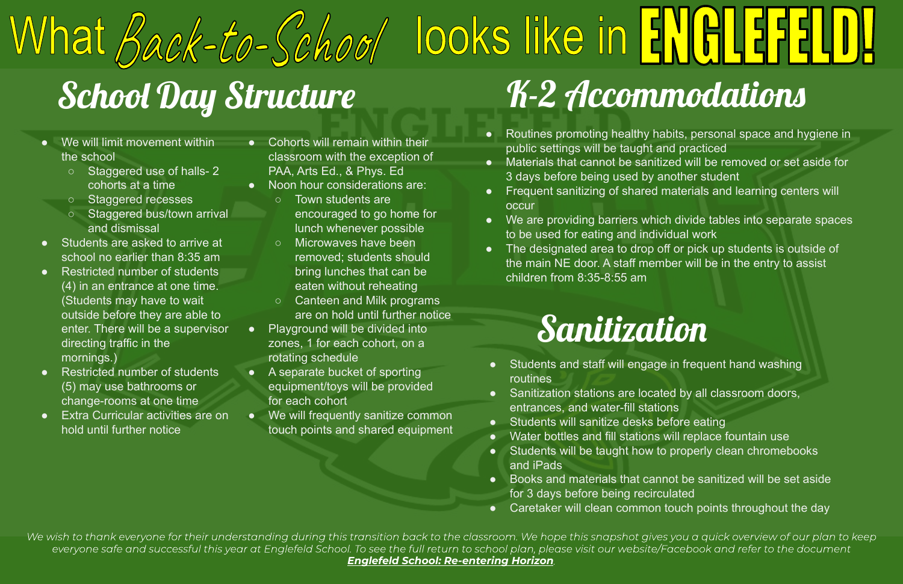# What Back-to-School looks like in ENGLEFELD!

## School Day Structure

- We will limit movement within the school
  - Staggered use of halls- 2 cohorts at a time
  - Staggered recesses
  - Staggered bus/town arrival and dismissal
- Students are asked to arrive at school no earlier than 8:35 am
- Restricted number of students (4) in an entrance at one time. (Students may have to wait outside before they are able to enter. There will be a supervisor directing traffic in the mornings.)
- Restricted number of students (5) may use bathrooms or change-rooms at one time
- Extra Curricular activities are on hold until further notice
- Cohorts will remain within their classroom with the exception of PAA, Arts Ed., & Phys. Ed
- Noon hour considerations are:
  - Town students are encouraged to go home for lunch whenever possible
  - Microwaves have been removed; students should bring lunches that can be eaten without reheating
  - Canteen and Milk programs are on hold until further notice
- Playground will be divided into zones, 1 for each cohort, on a rotating schedule
- A separate bucket of sporting equipment/toys will be provided for each cohort
- We will frequently sanitize common touch points and shared equipment

## K-2 Accommodations

- Routines promoting healthy habits, personal space and hygiene in public settings will be taught and practiced
- Materials that cannot be sanitized will be removed or set aside for 3 days before being used by another student
- Frequent sanitizing of shared materials and learning centers will occur
- We are providing barriers which divide tables into separate spaces to be used for eating and individual work
- The designated area to drop off or pick up students is outside of the main NE door. A staff member will be in the entry to assist children from 8:35-8:55 am

## Sanitization

- Students and staff will engage in frequent hand washing routines
- Sanitization stations are located by all classroom doors, entrances, and water-fill stations
- Students will sanitize desks before eating
- Water bottles and fill stations will replace fountain use
- Students will be taught how to properly clean chromebooks and iPads
- Books and materials that cannot be sanitized will be set aside for 3 days before being recirculated
- Caretaker will clean common touch points throughout the day

*We wish to thank everyone for their understanding during this transition back to the classroom. We hope this snapshot gives you a quick overview of our plan to keep everyone safe and successful this year at Englefeld School. To see the full return to school plan, please visit our website/Facebook and refer to the document* ***Englefeld School: Re-entering Horizon****.*